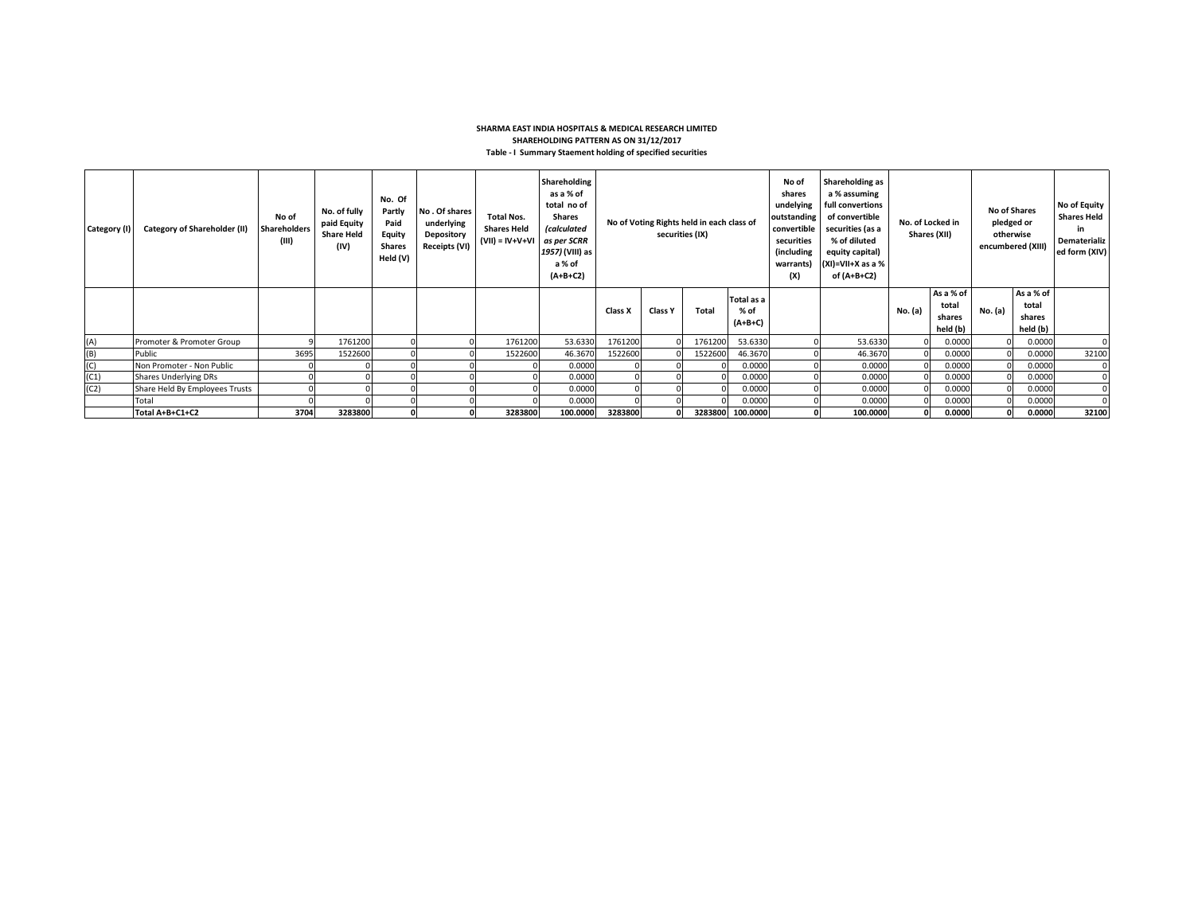**SHARMA EAST INDIA HOSPITALS & MEDICAL RESEARCH LIMITED**

**SHAREHOLDING PATTERN AS ON 31/12/2017**

**Table - I Summary Staement holding of specified securities**

| Category (I) | Category of Shareholder (II) | No of Shareholders (III) | No. of fully paid Equity Share Held (IV) | No. Of Partly Paid Equity Shares Held (V) | No . Of shares underlying Depository Receipts (VI) | Total Nos. Shares Held (VII) = IV+V+VI | Shareholding as a % of total no of Shares *(calculated as per SCRR 1957)* (VIII) as a % of (A+B+C2) | No of Voting Rights held in each class of securities (IX) | | | | No of shares undelying outstanding convertible securities (including warrants) (X) | Shareholding as a % assuming full convertions of convertible securities (as a % of diluted equity capital) (XI)=VII+X as a % of (A+B+C2) | No. of Locked in Shares (XII) | | No of Shares pledged or otherwise encumbered (XIII) | | No of Equity Shares Held in Dematerialized form (XIV) |
|---|---|---|---|---|---|---|---|---|---|---|---|---|---|---|---|---|---|---|
| | | | | | | | | Class X | Class Y | Total | Total as a % of (A+B+C) | | | No. (a) | As a % of total shares held (b) | No. (a) | As a % of total shares held (b) | |
| (A) | Promoter & Promoter Group | 9 | 1761200 | 0 | 0 | 1761200 | 53.6330 | 1761200 | 0 | 1761200 | 53.6330 | 0 | 53.6330 | 0 | 0.0000 | 0 | 0.0000 | 0 |
| (B) | Public | 3695 | 1522600 | 0 | 0 | 1522600 | 46.3670 | 1522600 | 0 | 1522600 | 46.3670 | 0 | 46.3670 | 0 | 0.0000 | 0 | 0.0000 | 32100 |
| (C) | Non Promoter - Non Public | 0 | 0 | 0 | 0 | 0 | 0.0000 | 0 | 0 | 0 | 0.0000 | 0 | 0.0000 | 0 | 0.0000 | 0 | 0.0000 | 0 |
| (C1) | Shares Underlying DRs | 0 | 0 | 0 | 0 | 0 | 0.0000 | 0 | 0 | 0 | 0.0000 | 0 | 0.0000 | 0 | 0.0000 | 0 | 0.0000 | 0 |
| (C2) | Share Held By Employees Trusts | 0 | 0 | 0 | 0 | 0 | 0.0000 | 0 | 0 | 0 | 0.0000 | 0 | 0.0000 | 0 | 0.0000 | 0 | 0.0000 | 0 |
| | Total | 0 | 0 | 0 | 0 | 0 | 0.0000 | 0 | 0 | 0 | 0.0000 | 0 | 0.0000 | 0 | 0.0000 | 0 | 0.0000 | 0 |
| | **Total A+B+C1+C2** | **3704** | **3283800** | **0** | **0** | **3283800** | **100.0000** | **3283800** | **0** | **3283800** | **100.0000** | **0** | **100.0000** | **0** | **0.0000** | **0** | **0.0000** | **32100** |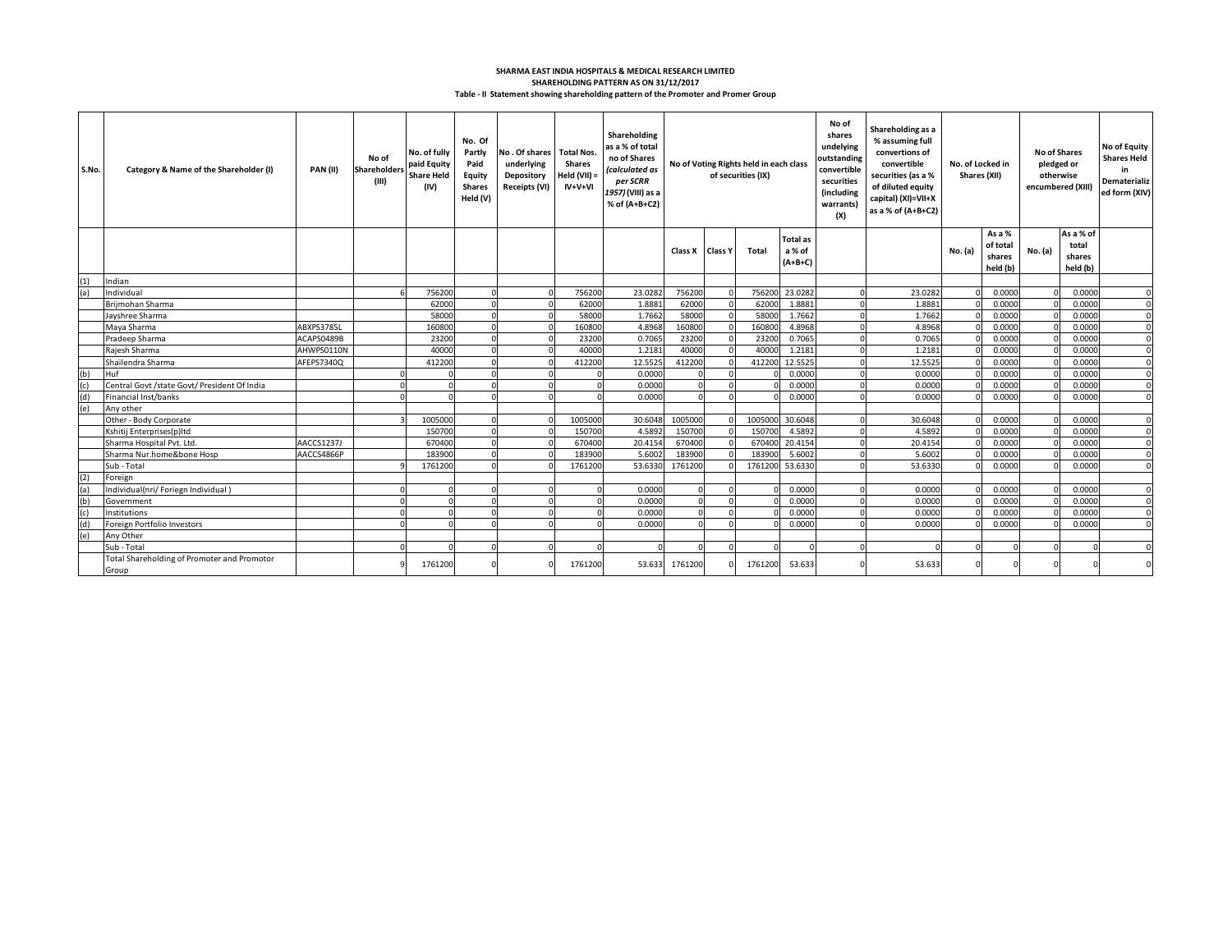**SHARMA EAST INDIA HOSPITALS & MEDICAL RESEARCH LIMITED**

**SHAREHOLDING PATTERN AS ON 31/12/2017**

**Table - II Statement showing shareholding pattern of the Promoter and Promer Group**

| S.No. | Category & Name of the Shareholder (I) | PAN (II) | No of Shareholders (III) | No. of fully paid Equity Share Held (IV) | No. Of Partly Paid Equity Shares Held (V) | No . Of shares underlying Depository Receipts (VI) | Total Nos. Shares Held (VII) = IV+V+VI | Shareholding as a % of total no of Shares (calculated as per SCRR 1957) (VIII) as a % of (A+B+C2) | No of Voting Rights held in each class of securities (IX) | | | | No of shares undelying outstanding convertible securities (including warrants) (X) | Shareholding as a % assuming full convertions of convertible securities (as a % of diluted equity capital) (XI)=VII+X as a % of (A+B+C2) | No. of Locked in Shares (XII) | | No of Shares pledged or otherwise encumbered (XIII) | | No of Equity Shares Held in Dematerialized form (XIV) |
|---|---|---|---|---|---|---|---|---|---|---|---|---|---|---|---|---|---|---|---|
| | | | | | | | | | Class X | Class Y | Total | Total as a % of (A+B+C) | | | No. (a) | As a % of total shares held (b) | No. (a) | As a % of total shares held (b) | |
| (1) | Indian | | | | | | | | | | | | | | | | | | |
| (a) | Individual | | 6 | 756200 | 0 | 0 | 756200 | 23.0282 | 756200 | 0 | 756200 | 23.0282 | 0 | 23.0282 | 0 | 0.0000 | 0 | 0.0000 | 0 |
| | Brijmohan Sharma | | | 62000 | 0 | 0 | 62000 | 1.8881 | 62000 | 0 | 62000 | 1.8881 | 0 | 1.8881 | 0 | 0.0000 | 0 | 0.0000 | 0 |
| | Jayshree Sharma | | | 58000 | 0 | 0 | 58000 | 1.7662 | 58000 | 0 | 58000 | 1.7662 | 0 | 1.7662 | 0 | 0.0000 | 0 | 0.0000 | 0 |
| | Maya Sharma | ABXPS3785L | | 160800 | 0 | 0 | 160800 | 4.8968 | 160800 | 0 | 160800 | 4.8968 | 0 | 4.8968 | 0 | 0.0000 | 0 | 0.0000 | 0 |
| | Pradeep Sharma | ACAPS0489B | | 23200 | 0 | 0 | 23200 | 0.7065 | 23200 | 0 | 23200 | 0.7065 | 0 | 0.7065 | 0 | 0.0000 | 0 | 0.0000 | 0 |
| | Rajesh Sharma | AHWPS0110N | | 40000 | 0 | 0 | 40000 | 1.2181 | 40000 | 0 | 40000 | 1.2181 | 0 | 1.2181 | 0 | 0.0000 | 0 | 0.0000 | 0 |
| | Shailendra Sharma | AFEPS7340Q | | 412200 | 0 | 0 | 412200 | 12.5525 | 412200 | 0 | 412200 | 12.5525 | 0 | 12.5525 | 0 | 0.0000 | 0 | 0.0000 | 0 |
| (b) | Huf | | 0 | 0 | 0 | 0 | 0 | 0.0000 | 0 | 0 | 0 | 0.0000 | 0 | 0.0000 | 0 | 0.0000 | 0 | 0.0000 | 0 |
| (c) | Central Govt /state Govt/ President Of India | | 0 | 0 | 0 | 0 | 0 | 0.0000 | 0 | 0 | 0 | 0.0000 | 0 | 0.0000 | 0 | 0.0000 | 0 | 0.0000 | 0 |
| (d) | Financial Inst/banks | | 0 | 0 | 0 | 0 | 0 | 0.0000 | 0 | 0 | 0 | 0.0000 | 0 | 0.0000 | 0 | 0.0000 | 0 | 0.0000 | 0 |
| (e) | Any other | | | | | | | | | | | | | | | | | | |
| | Other - Body Corporate | | 3 | 1005000 | 0 | 0 | 1005000 | 30.6048 | 1005000 | 0 | 1005000 | 30.6048 | 0 | 30.6048 | 0 | 0.0000 | 0 | 0.0000 | 0 |
| | Kshitij Enterprises(p)ltd | | | 150700 | 0 | 0 | 150700 | 4.5892 | 150700 | 0 | 150700 | 4.5892 | 0 | 4.5892 | 0 | 0.0000 | 0 | 0.0000 | 0 |
| | Sharma Hospital Pvt. Ltd. | AACCS1237J | | 670400 | 0 | 0 | 670400 | 20.4154 | 670400 | 0 | 670400 | 20.4154 | 0 | 20.4154 | 0 | 0.0000 | 0 | 0.0000 | 0 |
| | Sharma Nur.home&bone Hosp | AACCS4866P | | 183900 | 0 | 0 | 183900 | 5.6002 | 183900 | 0 | 183900 | 5.6002 | 0 | 5.6002 | 0 | 0.0000 | 0 | 0.0000 | 0 |
| | Sub - Total | | 9 | 1761200 | 0 | 0 | 1761200 | 53.6330 | 1761200 | 0 | 1761200 | 53.6330 | 0 | 53.6330 | 0 | 0.0000 | 0 | 0.0000 | 0 |
| (2) | Foreign | | | | | | | | | | | | | | | | | | |
| (a) | Individual(nri/ Foriegn Individual ) | | 0 | 0 | 0 | 0 | 0 | 0.0000 | 0 | 0 | 0 | 0.0000 | 0 | 0.0000 | 0 | 0.0000 | 0 | 0.0000 | 0 |
| (b) | Government | | 0 | 0 | 0 | 0 | 0 | 0.0000 | 0 | 0 | 0 | 0.0000 | 0 | 0.0000 | 0 | 0.0000 | 0 | 0.0000 | 0 |
| (c) | Institutions | | 0 | 0 | 0 | 0 | 0 | 0.0000 | 0 | 0 | 0 | 0.0000 | 0 | 0.0000 | 0 | 0.0000 | 0 | 0.0000 | 0 |
| (d) | Foreign Portfolio Investors | | 0 | 0 | 0 | 0 | 0 | 0.0000 | 0 | 0 | 0 | 0.0000 | 0 | 0.0000 | 0 | 0.0000 | 0 | 0.0000 | 0 |
| (e) | Any Other | | | | | | | | | | | | | | | | | | |
| | Sub - Total | | 0 | 0 | 0 | 0 | 0 | 0 | 0 | 0 | 0 | 0 | 0 | 0 | 0 | 0 | 0 | 0 | 0 |
| | Total Shareholding of Promoter and Promotor Group | | 9 | 1761200 | 0 | 0 | 1761200 | 53.633 | 1761200 | 0 | 1761200 | 53.633 | 0 | 53.633 | 0 | 0 | 0 | 0 | 0 |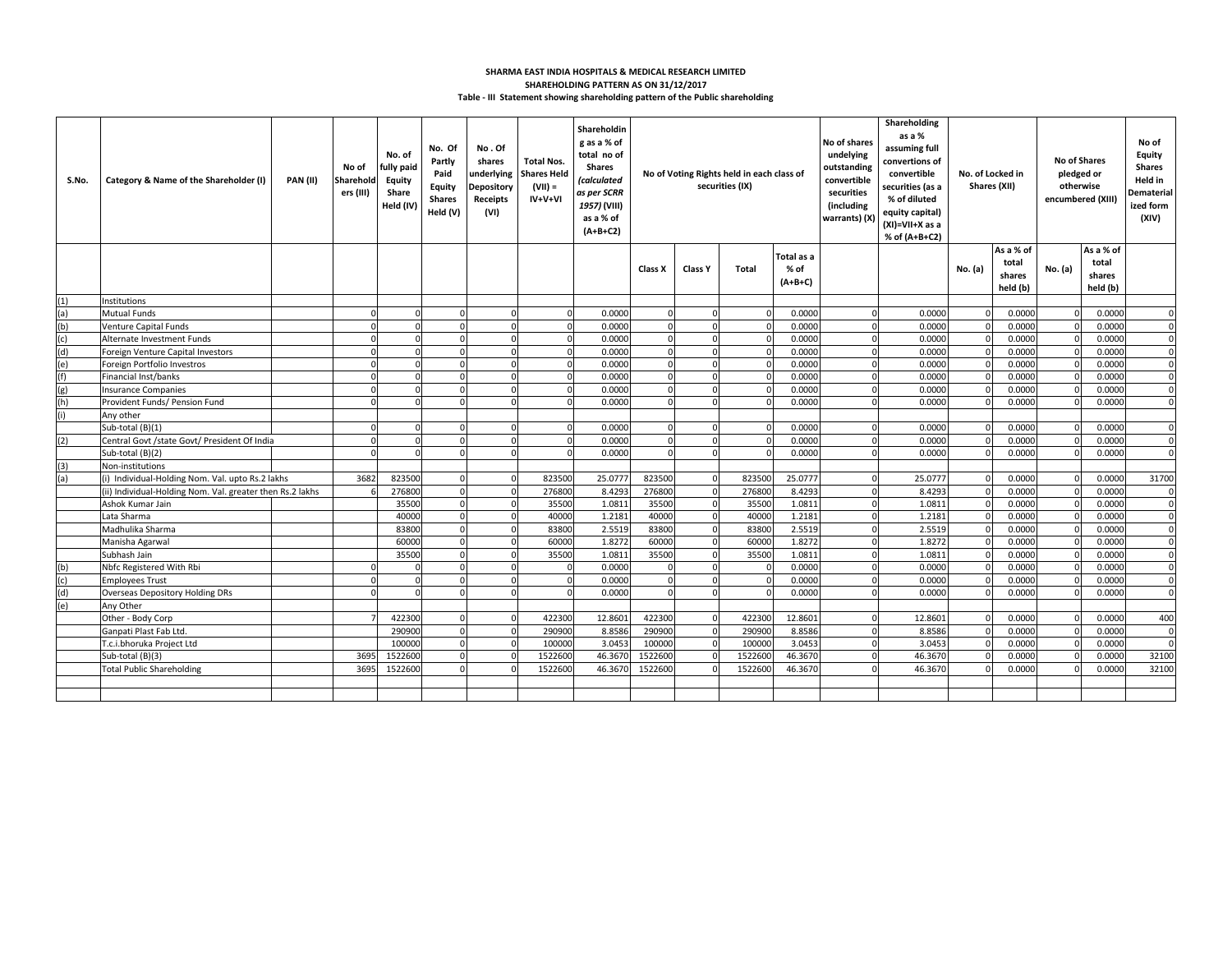**SHARMA EAST INDIA HOSPITALS & MEDICAL RESEARCH LIMITED**

**SHAREHOLDING PATTERN AS ON 31/12/2017**

**Table - III Statement showing shareholding pattern of the Public shareholding**

| S.No. | Category & Name of the Shareholder (I) | PAN (II) | No of Shareholders (III) | No. of fully paid Equity Share Held (IV) | No. Of Partly Paid Equity Shares Held (V) | No . Of shares underlying Depository Receipts (VI) | Total Nos. Shares Held (VII) = IV+V+VI | Shareholding as a % of total no of Shares (calculated as per SCRR 1957) (VIII) as a % of (A+B+C2) | No of Voting Rights held in each class of securities (IX) | | | | No of shares undelying outstanding convertible securities (including warrants) (X) | Shareholding as a % assuming full convertions of convertible securities (as a % of diluted equity capital) (XI)=VII+X as a % of (A+B+C2) | No. of Locked in Shares (XII) | | No of Shares pledged or otherwise encumbered (XIII) | | No of Equity Shares Held in Dematerialized form (XIV) |
|---|---|---|---|---|---|---|---|---|---|---|---|---|---|---|---|---|---|---|---|
| | | | | | | | | | Class X | Class Y | Total | Total as a % of (A+B+C) | | | No. (a) | As a % of total shares held (b) | No. (a) | As a % of total shares held (b) | |
| (1) | Institutions | | | | | | | | | | | | | | | | | | |
| (a) | Mutual Funds | | 0 | 0 | 0 | 0 | 0 | 0.0000 | 0 | 0 | 0 | 0.0000 | 0 | 0.0000 | 0 | 0.0000 | 0 | 0.0000 | 0 |
| (b) | Venture Capital Funds | | 0 | 0 | 0 | 0 | 0 | 0.0000 | 0 | 0 | 0 | 0.0000 | 0 | 0.0000 | 0 | 0.0000 | 0 | 0.0000 | 0 |
| (c) | Alternate Investment Funds | | 0 | 0 | 0 | 0 | 0 | 0.0000 | 0 | 0 | 0 | 0.0000 | 0 | 0.0000 | 0 | 0.0000 | 0 | 0.0000 | 0 |
| (d) | Foreign Venture Capital Investors | | 0 | 0 | 0 | 0 | 0 | 0.0000 | 0 | 0 | 0 | 0.0000 | 0 | 0.0000 | 0 | 0.0000 | 0 | 0.0000 | 0 |
| (e) | Foreign Portfolio Investros | | 0 | 0 | 0 | 0 | 0 | 0.0000 | 0 | 0 | 0 | 0.0000 | 0 | 0.0000 | 0 | 0.0000 | 0 | 0.0000 | 0 |
| (f) | Financial Inst/banks | | 0 | 0 | 0 | 0 | 0 | 0.0000 | 0 | 0 | 0 | 0.0000 | 0 | 0.0000 | 0 | 0.0000 | 0 | 0.0000 | 0 |
| (g) | Insurance Companies | | 0 | 0 | 0 | 0 | 0 | 0.0000 | 0 | 0 | 0 | 0.0000 | 0 | 0.0000 | 0 | 0.0000 | 0 | 0.0000 | 0 |
| (h) | Provident Funds/ Pension Fund | | 0 | 0 | 0 | 0 | 0 | 0.0000 | 0 | 0 | 0 | 0.0000 | 0 | 0.0000 | 0 | 0.0000 | 0 | 0.0000 | 0 |
| (i) | Any other | | | | | | | | | | | | | | | | | | |
| | Sub-total (B)(1) | | 0 | 0 | 0 | 0 | 0 | 0.0000 | 0 | 0 | 0 | 0.0000 | 0 | 0.0000 | 0 | 0.0000 | 0 | 0.0000 | 0 |
| (2) | Central Govt /state Govt/ President Of India | | 0 | 0 | 0 | 0 | 0 | 0.0000 | 0 | 0 | 0 | 0.0000 | 0 | 0.0000 | 0 | 0.0000 | 0 | 0.0000 | 0 |
| | Sub-total (B)(2) | | 0 | 0 | 0 | 0 | 0 | 0.0000 | 0 | 0 | 0 | 0.0000 | 0 | 0.0000 | 0 | 0.0000 | 0 | 0.0000 | 0 |
| (3) | Non-institutions | | | | | | | | | | | | | | | | | | |
| (a) | (i) Individual-Holding Nom. Val. upto Rs.2 lakhs | | 3682 | 823500 | 0 | 0 | 823500 | 25.0777 | 823500 | 0 | 823500 | 25.0777 | 0 | 25.0777 | 0 | 0.0000 | 0 | 0.0000 | 31700 |
| | (ii) Individual-Holding Nom. Val. greater then Rs.2 lakhs | | 6 | 276800 | 0 | 0 | 276800 | 8.4293 | 276800 | 0 | 276800 | 8.4293 | 0 | 8.4293 | 0 | 0.0000 | 0 | 0.0000 | 0 |
| | Ashok Kumar Jain | | | 35500 | 0 | 0 | 35500 | 1.0811 | 35500 | 0 | 35500 | 1.0811 | 0 | 1.0811 | 0 | 0.0000 | 0 | 0.0000 | 0 |
| | Lata Sharma | | | 40000 | 0 | 0 | 40000 | 1.2181 | 40000 | 0 | 40000 | 1.2181 | 0 | 1.2181 | 0 | 0.0000 | 0 | 0.0000 | 0 |
| | Madhulika Sharma | | | 83800 | 0 | 0 | 83800 | 2.5519 | 83800 | 0 | 83800 | 2.5519 | 0 | 2.5519 | 0 | 0.0000 | 0 | 0.0000 | 0 |
| | Manisha Agarwal | | | 60000 | 0 | 0 | 60000 | 1.8272 | 60000 | 0 | 60000 | 1.8272 | 0 | 1.8272 | 0 | 0.0000 | 0 | 0.0000 | 0 |
| | Subhash Jain | | | 35500 | 0 | 0 | 35500 | 1.0811 | 35500 | 0 | 35500 | 1.0811 | 0 | 1.0811 | 0 | 0.0000 | 0 | 0.0000 | 0 |
| (b) | Nbfc Registered With Rbi | | 0 | 0 | 0 | 0 | 0 | 0.0000 | 0 | 0 | 0 | 0.0000 | 0 | 0.0000 | 0 | 0.0000 | 0 | 0.0000 | 0 |
| (c) | Employees Trust | | 0 | 0 | 0 | 0 | 0 | 0.0000 | 0 | 0 | 0 | 0.0000 | 0 | 0.0000 | 0 | 0.0000 | 0 | 0.0000 | 0 |
| (d) | Overseas Depository Holding DRs | | 0 | 0 | 0 | 0 | 0 | 0.0000 | 0 | 0 | 0 | 0.0000 | 0 | 0.0000 | 0 | 0.0000 | 0 | 0.0000 | 0 |
| (e) | Any Other | | | | | | | | | | | | | | | | | | |
| | Other - Body Corp | | 7 | 422300 | 0 | 0 | 422300 | 12.8601 | 422300 | 0 | 422300 | 12.8601 | 0 | 12.8601 | 0 | 0.0000 | 0 | 0.0000 | 400 |
| | Ganpati Plast Fab Ltd. | | | 290900 | 0 | 0 | 290900 | 8.8586 | 290900 | 0 | 290900 | 8.8586 | 0 | 8.8586 | 0 | 0.0000 | 0 | 0.0000 | 0 |
| | T.c.i.bhoruka Project Ltd | | | 100000 | 0 | 0 | 100000 | 3.0453 | 100000 | 0 | 100000 | 3.0453 | 0 | 3.0453 | 0 | 0.0000 | 0 | 0.0000 | 0 |
| | Sub-total (B)(3) | | 3695 | 1522600 | 0 | 0 | 1522600 | 46.3670 | 1522600 | 0 | 1522600 | 46.3670 | 0 | 46.3670 | 0 | 0.0000 | 0 | 0.0000 | 32100 |
| | Total Public Shareholding | | 3695 | 1522600 | 0 | 0 | 1522600 | 46.3670 | 1522600 | 0 | 1522600 | 46.3670 | 0 | 46.3670 | 0 | 0.0000 | 0 | 0.0000 | 32100 |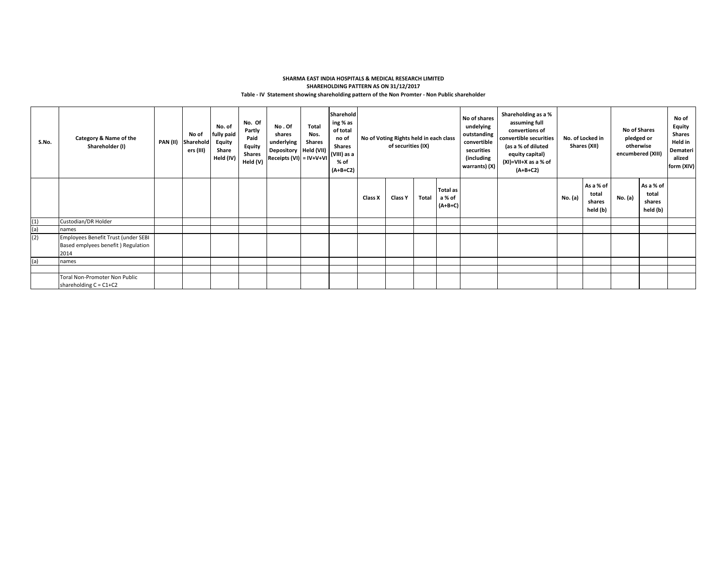**SHARMA EAST INDIA HOSPITALS & MEDICAL RESEARCH LIMITED**

**SHAREHOLDING PATTERN AS ON 31/12/2017**

**Table - IV Statement showing shareholding pattern of the Non Promter - Non Public shareholder**

| S.No. | Category & Name of the Shareholder (I) | PAN (II) | No of Shareholders (III) | No. of fully paid Equity Share Held (IV) | No. Of Partly Paid Equity Shares Held (V) | No . Of shares underlying Depository Receipts (VI) | Total Nos. Shares Held (VII) = IV+V+VI | Shareholding % as of total no of Shares (VIII) as a % of (A+B+C2) | No of Voting Rights held in each class of securities (IX) | | | | No of shares undelying outstanding convertible securities (including warrants) (X) | Shareholding as a % assuming full convertions of convertible securities (as a % of diluted equity capital) (XI)=VII+X as a % of (A+B+C2) | No. of Locked in Shares (XII) | | No of Shares pledged or otherwise encumbered (XIII) | | No of Equity Shares Held in Dematerialized form (XIV) |
|---|---|---|---|---|---|---|---|---|---|---|---|---|---|---|---|---|---|---|---|
| | | | | | | | | | Class X | Class Y | Total | Total as a % of (A+B+C) | | | No. (a) | As a % of total shares held (b) | No. (a) | As a % of total shares held (b) | |
| (1) | Custodian/DR Holder | | | | | | | | | | | | | | | | | | |
| (a) | names | | | | | | | | | | | | | | | | | | |
| (2) | Employees Benefit Trust (under SEBI Based emplyees benefit ) Regulation 2014 | | | | | | | | | | | | | | | | | | |
| (a) | names | | | | | | | | | | | | | | | | | | |
| | | | | | | | | | | | | | | | | | | | |
| | Toral Non-Promoter Non Public shareholding C = C1+C2 | | | | | | | | | | | | | | | | | | |